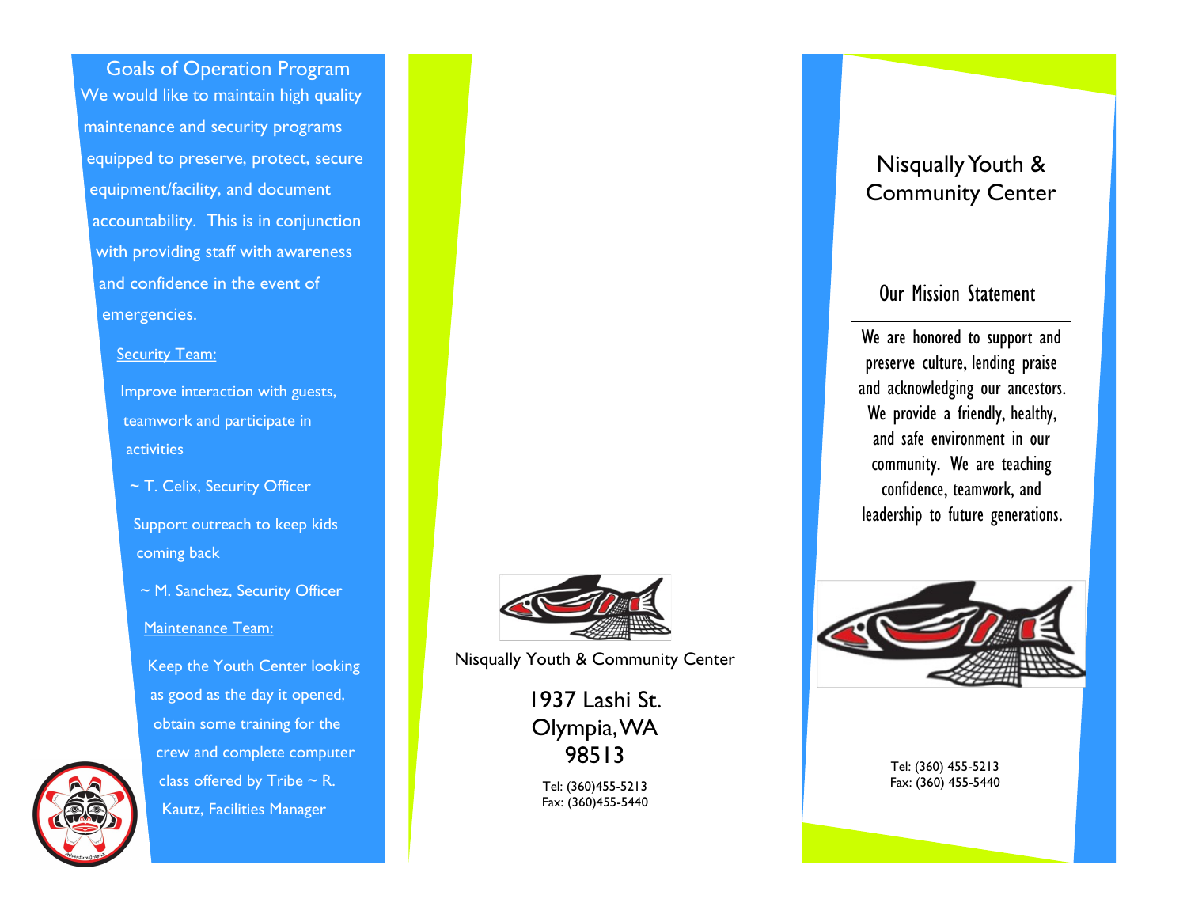## Goals of Operation Program

We would like to maintain high quality maintenance and security programs equipped to preserve, protect, secure equipment/facility, and document accountability. This is in conjunction with providing staff with awareness and confidence in the event of emergencies.

### Security Team:

Improve interaction with guests, teamwork and participate in activities

~ T. Celix, Security Officer

Support outreach to keep kids coming back

~ M. Sanchez, Security Officer

### Maintenance Team:

Keep the Youth Center looking as good as the day it opened, obtain some training for the crew and complete computer class offered by Tribe ~ R. Kautz, Facilities Manager

Nisqually Youth & Community Center

1937 Lashi St.
Olympia, WA
98513

Tel: (360)455-5213
Fax: (360)455-5440

# Nisqually Youth & Community Center

## Our Mission Statement

We are honored to support and preserve culture, lending praise and acknowledging our ancestors. We provide a friendly, healthy, and safe environment in our community. We are teaching confidence, teamwork, and leadership to future generations.

Tel: (360) 455-5213
Fax: (360) 455-5440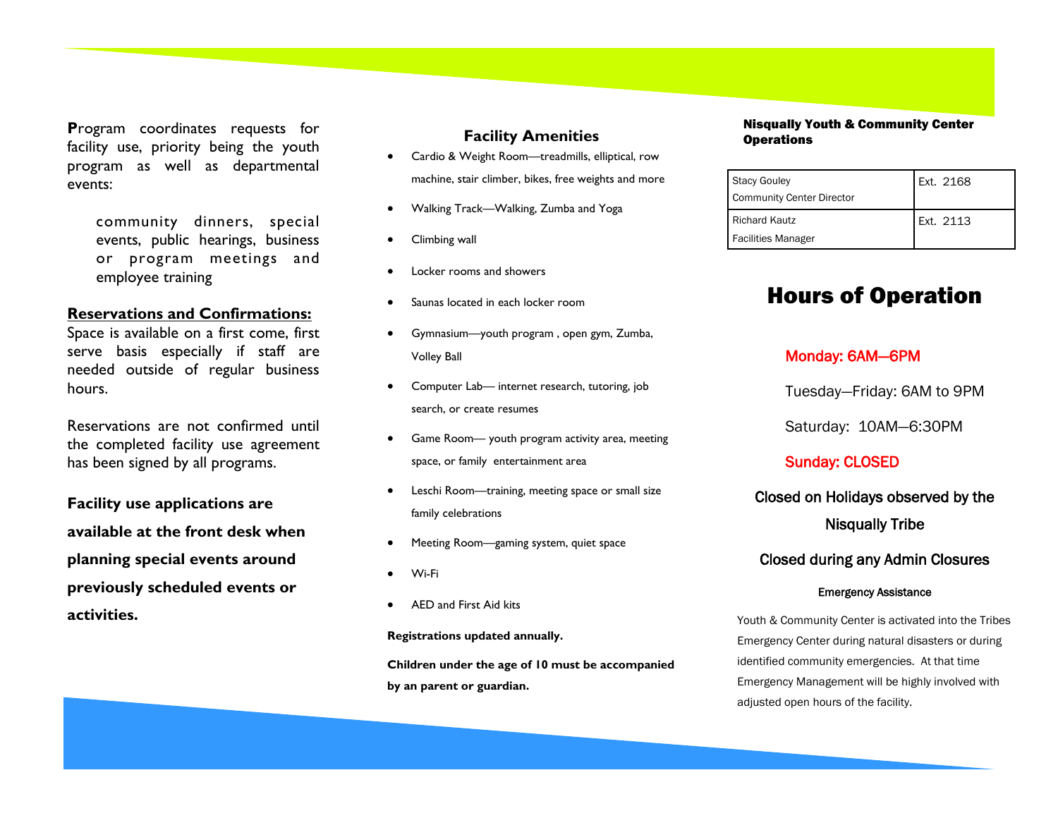**P**rogram coordinates requests for facility use, priority being the youth program as well as departmental events:

> community dinners, special events, public hearings, business or program meetings and employee training

**Reservations and Confirmations:**
Space is available on a first come, first serve basis especially if staff are needed outside of regular business hours.

Reservations are not confirmed until the completed facility use agreement has been signed by all programs.

**Facility use applications are available at the front desk when planning special events around previously scheduled events or activities.**

## Facility Amenities

- Cardio & Weight Room—treadmills, elliptical, row machine, stair climber, bikes, free weights and more
- Walking Track—Walking, Zumba and Yoga
- Climbing wall
- Locker rooms and showers
- Saunas located in each locker room
- Gymnasium—youth program , open gym, Zumba, Volley Ball
- Computer Lab— internet research, tutoring, job search, or create resumes
- Game Room— youth program activity area, meeting space, or family entertainment area
- Leschi Room—training, meeting space or small size family celebrations
- Meeting Room—gaming system, quiet space
- Wi-Fi
- AED and First Aid kits

**Registrations updated annually.**

**Children under the age of 10 must be accompanied by an parent or guardian.**

**Nisqually Youth & Community Center Operations**

| | |
|---|---|
| Stacy Gouley<br>Community Center Director | Ext. 2168 |
| Richard Kautz<br>Facilities Manager | Ext. 2113 |

# Hours of Operation

Monday: 6AM—6PM

Tuesday—Friday: 6AM to 9PM

Saturday: 10AM—6:30PM

Sunday: CLOSED

Closed on Holidays observed by the Nisqually Tribe

Closed during any Admin Closures

Emergency Assistance

Youth & Community Center is activated into the Tribes Emergency Center during natural disasters or during identified community emergencies. At that time Emergency Management will be highly involved with adjusted open hours of the facility.